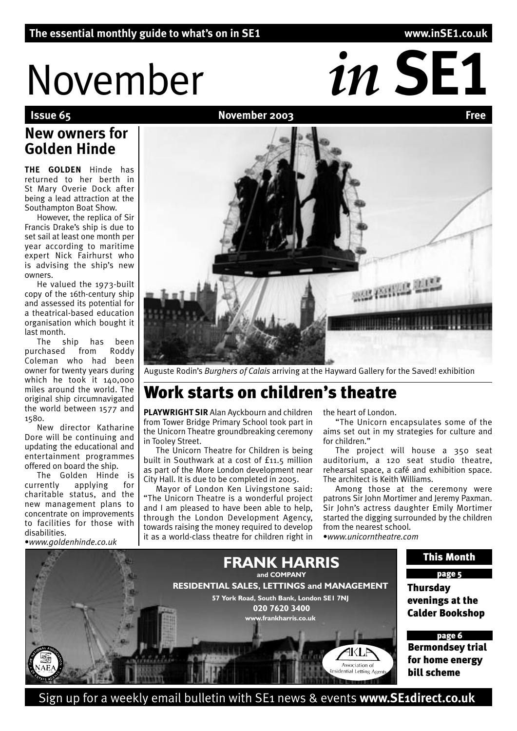The essential monthly guide to what's on in SE1 www.inSE1.co.uk

# November *in* SE1

**Issue 65** **November 2003** **Free**

## New owners for Golden Hinde

**THE GOLDEN** Hinde has returned to her berth in St Mary Overie Dock after being a lead attraction at the Southampton Boat Show.

However, the replica of Sir Francis Drake's ship is due to set sail at least one month per year according to maritime expert Nick Fairhurst who is advising the ship's new owners.

He valued the 1973-built copy of the 16th-century ship and assessed its potential for a theatrical-based education organisation which bought it last month.

The ship has been purchased from Roddy Coleman who had been owner for twenty years during which he took it 140,000 miles around the world. The original ship circumnavigated the world between 1577 and 1580.

New director Katharine Dore will be continuing and updating the educational and entertainment programmes offered on board the ship.

The Golden Hinde is currently applying for charitable status, and the new management plans to concentrate on improvements to facilities for those with disabilities.

•*www.goldenhinde.co.uk*

Auguste Rodin's *Burghers of Calais* arriving at the Hayward Gallery for the Saved! exhibition

## Work starts on children's theatre

**PLAYWRIGHT SIR** Alan Ayckbourn and children from Tower Bridge Primary School took part in the Unicorn Theatre groundbreaking ceremony in Tooley Street.

The Unicorn Theatre for Children is being built in Southwark at a cost of £11.5 million as part of the More London development near City Hall. It is due to be completed in 2005.

Mayor of London Ken Livingstone said: "The Unicorn Theatre is a wonderful project and I am pleased to have been able to help, through the London Development Agency, towards raising the money required to develop it as a world-class theatre for children right in the heart of London.

"The Unicorn encapsulates some of the aims set out in my strategies for culture and for children."

The project will house a 350 seat auditorium, a 120 seat studio theatre, rehearsal space, a café and exhibition space. The architect is Keith Williams.

Among those at the ceremony were patrons Sir John Mortimer and Jeremy Paxman. Sir John's actress daughter Emily Mortimer started the digging surrounded by the children from the nearest school.

•*www.unicorntheatre.com*

**FRANK HARRIS and COMPANY**
**RESIDENTIAL SALES, LETTINGS and MANAGEMENT**
**57 York Road, South Bank, London SE1 7NJ**
**020 7620 3400**
**www.frankharris.co.uk**

### This Month

**page 5**
**Thursday evenings at the Calder Bookshop**

**page 6**
**Bermondsey trial for home energy bill scheme**

Sign up for a weekly email bulletin with SE1 news & events **www.SE1direct.co.uk**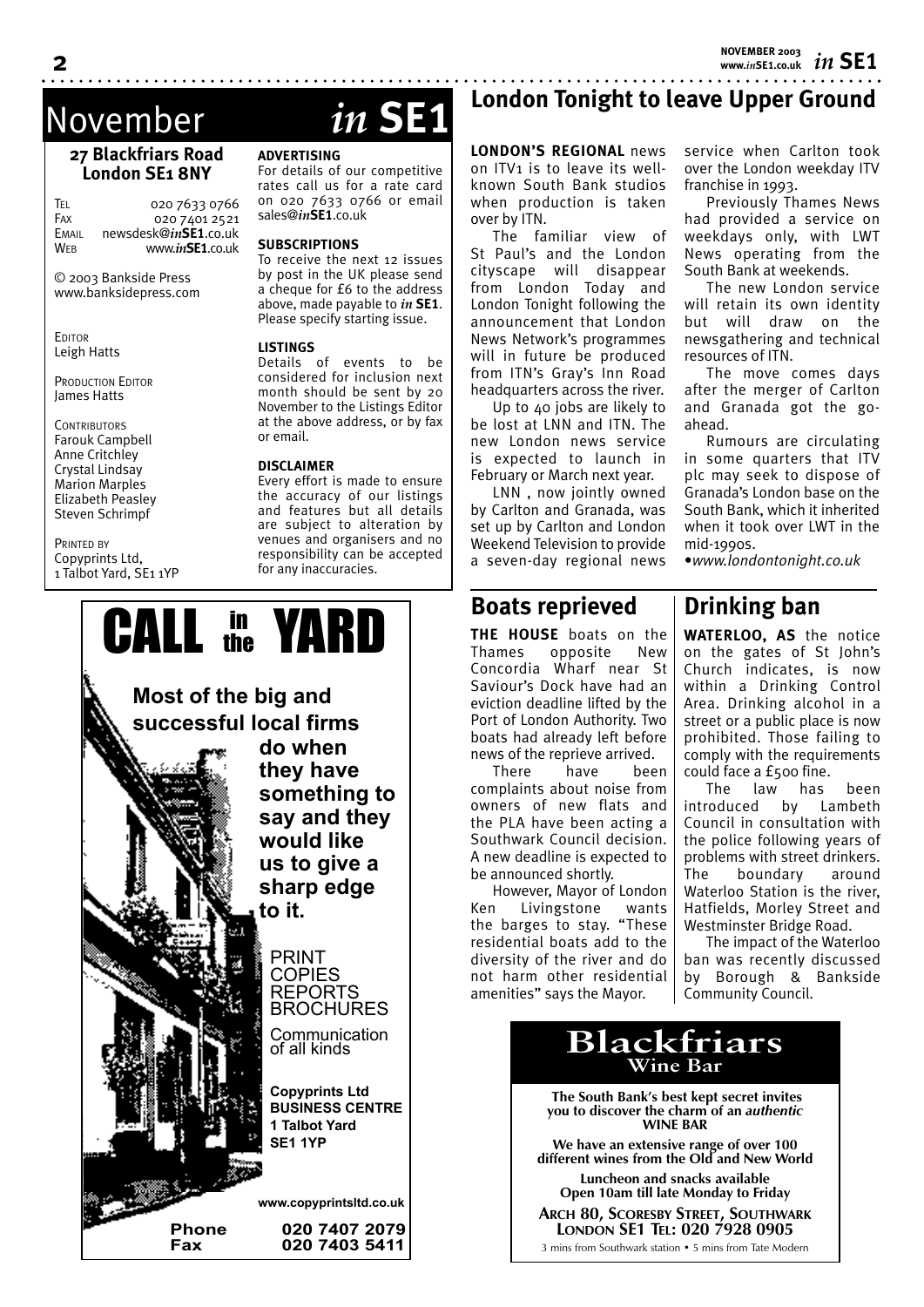# November *in* SE1

**27 Blackfriars Road**
**London SE1 8NY**

Tel 020 7633 0766
Fax 020 7401 2521
Email newsdesk@*in*SE1.co.uk
Web www.*in*SE1.co.uk

© 2003 Bankside Press
www.banksidepress.com

Editor
Leigh Hatts

Production Editor
James Hatts

Contributors
Farouk Campbell
Anne Critchley
Crystal Lindsay
Marion Marples
Elizabeth Peasley
Steven Schrimpf

Printed by
Copyprints Ltd,
1 Talbot Yard, SE1 1YP

**ADVERTISING**
For details of our competitive rates call us for a rate card on 020 7633 0766 or email sales@*in*SE1.co.uk

**SUBSCRIPTIONS**
To receive the next 12 issues by post in the UK please send a cheque for £6 to the address above, made payable to *in* SE1. Please specify starting issue.

**LISTINGS**
Details of events to be considered for inclusion next month should be sent by 20 November to the Listings Editor at the above address, or by fax or email.

**DISCLAIMER**
Every effort is made to ensure the accuracy of our listings and features but all details are subject to alteration by venues and organisers and no responsibility can be accepted for any inaccuracies.

## London Tonight to leave Upper Ground

**LONDON'S REGIONAL** news on ITV1 is to leave its well-known South Bank studios when production is taken over by ITN.

The familiar view of St Paul's and the London cityscape will disappear from London Today and London Tonight following the announcement that London News Network's programmes will in future be produced from ITN's Gray's Inn Road headquarters across the river.

Up to 40 jobs are likely to be lost at LNN and ITN. The new London news service is expected to launch in February or March next year.

LNN , now jointly owned by Carlton and Granada, was set up by Carlton and London Weekend Television to provide a seven-day regional news service when Carlton took over the London weekday ITV franchise in 1993.

Previously Thames News had provided a service on weekdays only, with LWT News operating from the South Bank at weekends.

The new London service will retain its own identity but will draw on the newsgathering and technical resources of ITN.

The move comes days after the merger of Carlton and Granada got the go-ahead.

Rumours are circulating in some quarters that ITV plc may seek to dispose of Granada's London base on the South Bank, which it inherited when it took over LWT in the mid-1990s.

•*www.londontonight.co.uk*

# CALL in the YARD

**Most of the big and successful local firms do when they have something to say and they would like us to give a sharp edge to it.**

PRINT
COPIES
REPORTS
BROCHURES

Communication of all kinds

**Copyprints Ltd**
**BUSINESS CENTRE**
**1 Talbot Yard**
**SE1 1YP**

**www.copyprintsltd.co.uk**

**Phone 020 7407 2079**
**Fax 020 7403 5411**

## Boats reprieved

**THE HOUSE** boats on the Thames opposite New Concordia Wharf near St Saviour's Dock have had an eviction deadline lifted by the Port of London Authority. Two boats had already left before news of the reprieve arrived.

There have been complaints about noise from owners of new flats and the PLA have been acting a Southwark Council decision. A new deadline is expected to be announced shortly.

However, Mayor of London Ken Livingstone wants the barges to stay. "These residential boats add to the diversity of the river and do not harm other residential amenities" says the Mayor.

## Drinking ban

**WATERLOO, AS** the notice on the gates of St John's Church indicates, is now within a Drinking Control Area. Drinking alcohol in a street or a public place is now prohibited. Those failing to comply with the requirements could face a £500 fine.

The law has been introduced by Lambeth Council in consultation with the police following years of problems with street drinkers. The boundary around Waterloo Station is the river, Hatfields, Morley Street and Westminster Bridge Road.

The impact of the Waterloo ban was recently discussed by Borough & Bankside Community Council.

# Blackfriars
**Wine Bar**

**The South Bank's best kept secret invites you to discover the charm of an *authentic* WINE BAR**

**We have an extensive range of over 100 different wines from the Old and New World**

**Luncheon and snacks available**
**Open 10am till late Monday to Friday**

**Arch 80, Scoresby Street, Southwark**
**London SE1 Tel: 020 7928 0905**

3 mins from Southwark station • 5 mins from Tate Modern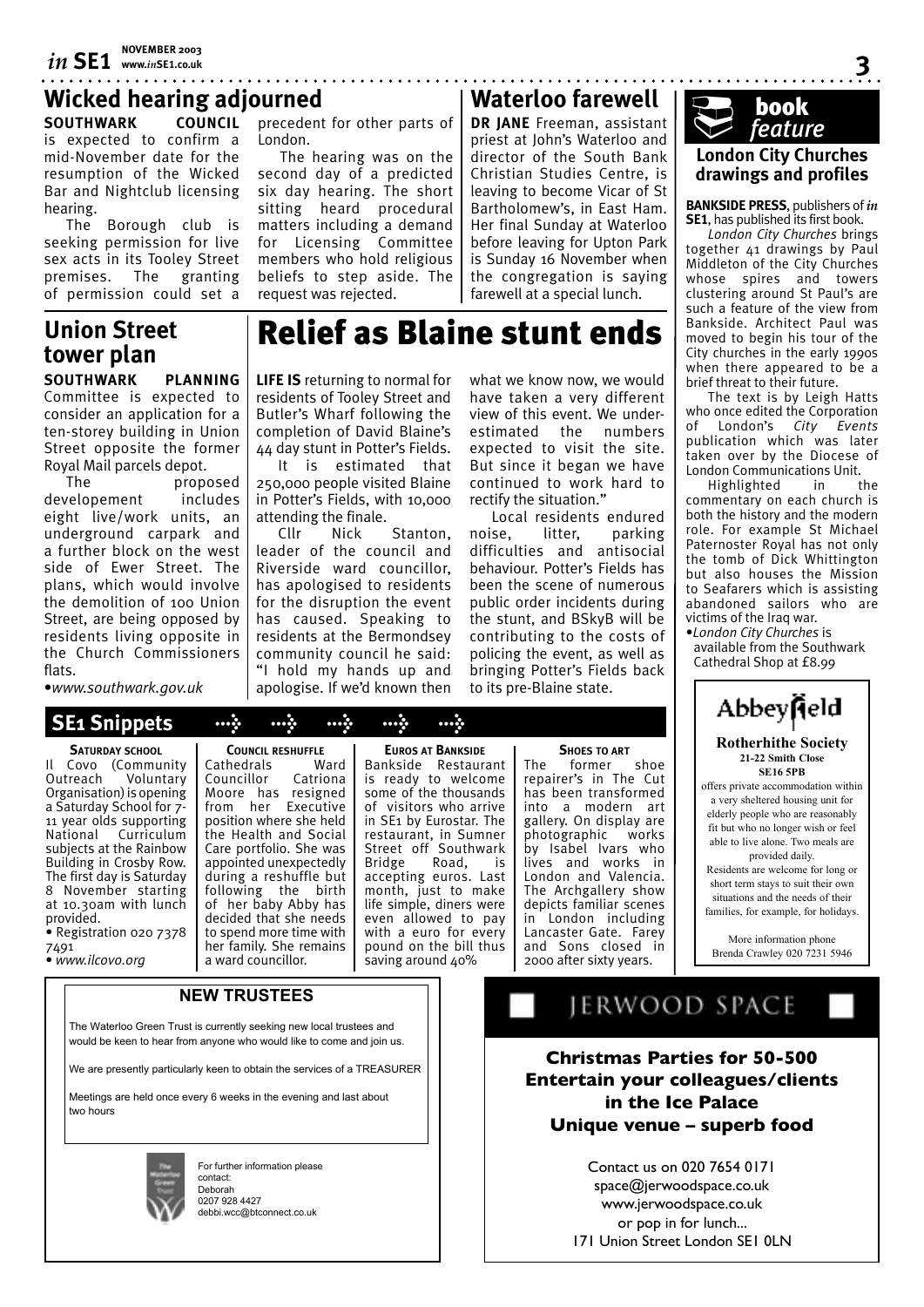## Wicked hearing adjourned

**SOUTHWARK COUNCIL** is expected to confirm a mid-November date for the resumption of the Wicked Bar and Nightclub licensing hearing.

The Borough club is seeking permission for live sex acts in its Tooley Street premises. The granting of permission could set a precedent for other parts of London.

The hearing was on the second day of a predicted six day hearing. The short sitting heard procedural matters including a demand for Licensing Committee members who hold religious beliefs to step aside. The request was rejected.

## Waterloo farewell

**DR JANE** Freeman, assistant priest at John's Waterloo and director of the South Bank Christian Studies Centre, is leaving to become Vicar of St Bartholomew's, in East Ham. Her final Sunday at Waterloo before leaving for Upton Park is Sunday 16 November when the congregation is saying farewell at a special lunch.

## book feature

### London City Churches drawings and profiles

**BANKSIDE PRESS**, publishers of *in* **SE1**, has published its first book.

*London City Churches* brings together 41 drawings by Paul Middleton of the City Churches whose spires and towers clustering around St Paul's are such a feature of the view from Bankside. Architect Paul was moved to begin his tour of the City churches in the early 1990s when there appeared to be a brief threat to their future.

The text is by Leigh Hatts who once edited the Corporation of London's *City Events* publication which was later taken over by the Diocese of London Communications Unit.

Highlighted in the commentary on each church is both the history and the modern role. For example St Michael Paternoster Royal has not only the tomb of Dick Whittington but also houses the Mission to Seafarers which is assisting abandoned sailors who are victims of the Iraq war.

• *London City Churches* is available from the Southwark Cathedral Shop at £8.99

## Union Street tower plan

**SOUTHWARK PLANNING** Committee is expected to consider an application for a ten-storey building in Union Street opposite the former Royal Mail parcels depot.

The proposed developement includes eight live/work units, an underground carpark and a further block on the west side of Ewer Street. The plans, which would involve the demolition of 100 Union Street, are being opposed by residents living opposite in the Church Commissioners flats.

• *www.southwark.gov.uk*

# Relief as Blaine stunt ends

**LIFE IS** returning to normal for residents of Tooley Street and Butler's Wharf following the completion of David Blaine's 44 day stunt in Potter's Fields.

It is estimated that 250,000 people visited Blaine in Potter's Fields, with 10,000 attending the finale.

Cllr Nick Stanton, leader of the council and Riverside ward councillor, has apologised to residents for the disruption the event has caused. Speaking to residents at the Bermondsey community council he said: "I hold my hands up and apologise. If we'd known then what we know now, we would have taken a very different view of this event. We underestimated the numbers expected to visit the site. But since it began we have continued to work hard to rectify the situation."

Local residents endured noise, litter, parking difficulties and antisocial behaviour. Potter's Fields has been the scene of numerous public order incidents during the stunt, and BSkyB will be contributing to the costs of policing the event, as well as bringing Potter's Fields back to its pre-Blaine state.

## SE1 Snippets

**SATURDAY SCHOOL**

Il Covo (Community Outreach Voluntary Organisation) is opening a Saturday School for 7-11 year olds supporting National Curriculum subjects at the Rainbow Building in Crosby Row. The first day is Saturday 8 November starting at 10.30am with lunch provided.

• Registration 020 7378 7491
• *www.ilcovo.org*

**COUNCIL RESHUFFLE**

Cathedrals Ward Councillor Catriona Moore has resigned from her Executive position where she held the Health and Social Care portfolio. She was appointed unexpectedly during a reshuffle but following the birth of her baby Abby has decided that she needs to spend more time with her family. She remains a ward councillor.

**EUROS AT BANKSIDE**

Bankside Restaurant is ready to welcome some of the thousands of visitors who arrive in SE1 by Eurostar. The restaurant, in Sumner Street off Southwark Bridge Road, is accepting euros. Last month, just to make life simple, diners were even allowed to pay with a euro for every pound on the bill thus saving around 40%

**SHOES TO ART**

The former shoe repairer's in The Cut has been transformed into a modern art gallery. On display are photographic works by Isabel Ivars who lives and works in London and Valencia. The Archgallery show depicts familiar scenes in London including Lancaster Gate. Farey and Sons closed in 2000 after sixty years.

**Abbeyfield**

**Rotherhithe Society**
**21-22 Smith Close**
**SE16 5PB**

offers private accommodation within a very sheltered housing unit for elderly people who are reasonably fit but who no longer wish or feel able to live alone. Two meals are provided daily.

Residents are welcome for long or short term stays to suit their own situations and the needs of their families, for example, for holidays.

More information phone Brenda Crawley 020 7231 5946

**NEW TRUSTEES**

The Waterloo Green Trust is currently seeking new local trustees and would be keen to hear from anyone who would like to come and join us.

We are presently particularly keen to obtain the services of a TREASURER

Meetings are held once every 6 weeks in the evening and last about two hours

For further information please contact:
Deborah
0207 928 4427
debbi.wcc@btconnect.co.uk

**JERWOOD SPACE**

**Christmas Parties for 50-500**
**Entertain your colleagues/clients in the Ice Palace**
**Unique venue – superb food**

Contact us on 020 7654 0171
space@jerwoodspace.co.uk
www.jerwoodspace.co.uk
or pop in for lunch...
171 Union Street London SE1 0LN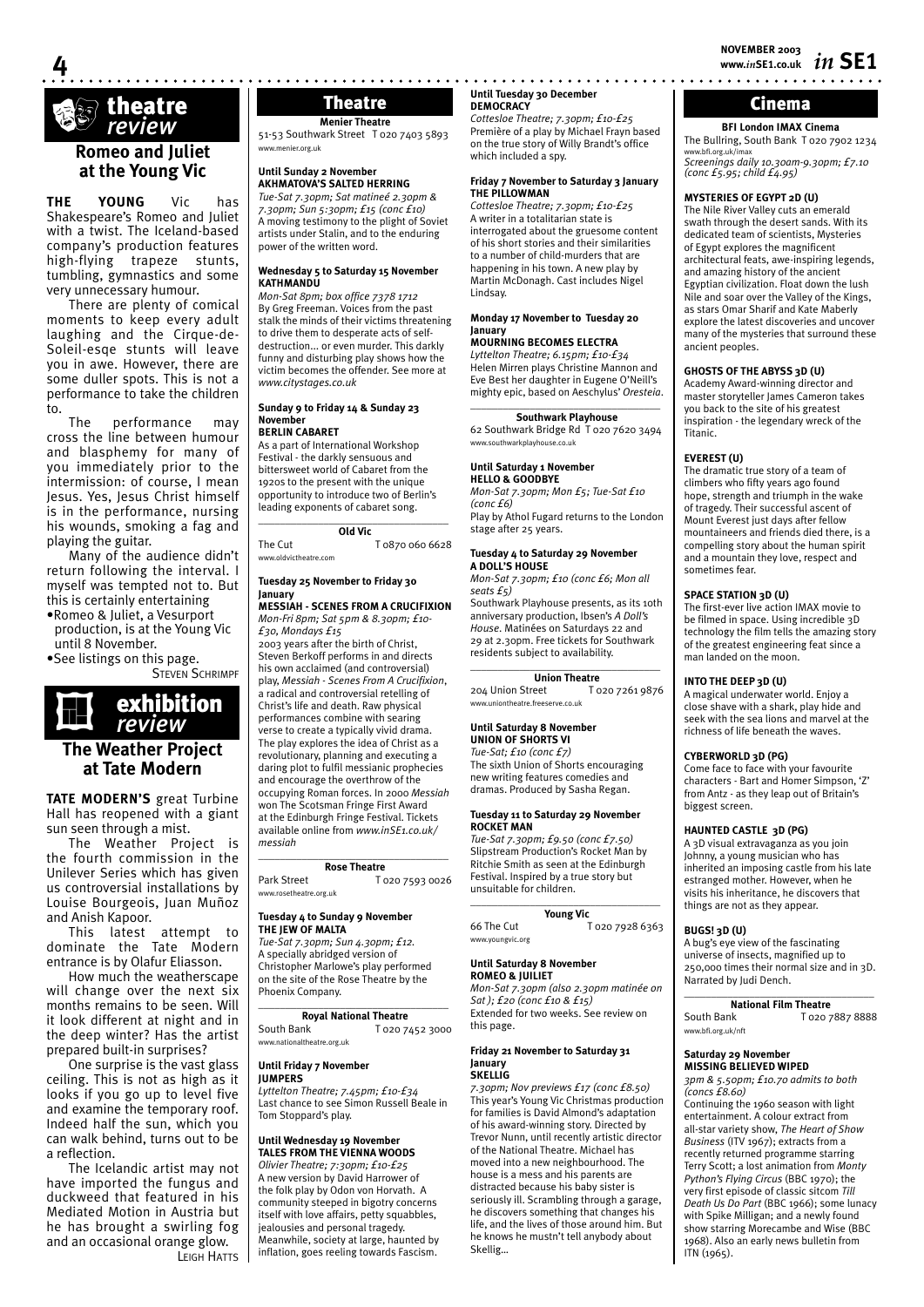# theatre review

## Romeo and Juliet at the Young Vic

**THE YOUNG** Vic has Shakespeare's Romeo and Juliet with a twist. The Iceland-based company's production features high-flying trapeze stunts, tumbling, gymnastics and some very unnecessary humour.

There are plenty of comical moments to keep every adult laughing and the Cirque-de-Soleil-esqe stunts will leave you in awe. However, there are some duller spots. This is not a performance to take the children to.

The performance may cross the line between humour and blasphemy for many of you immediately prior to the intermission: of course, I mean Jesus. Yes, Jesus Christ himself is in the performance, nursing his wounds, smoking a fag and playing the guitar.

Many of the audience didn't return following the interval. I myself was tempted not to. But this is certainly entertaining

- Romeo & Juliet, a Vesurport production, is at the Young Vic until 8 November.
- See listings on this page.

STEVEN SCHRIMPF

# exhibition review

## The Weather Project at Tate Modern

**TATE MODERN'S** great Turbine Hall has reopened with a giant sun seen through a mist.

The Weather Project is the fourth commission in the Unilever Series which has given us controversial installations by Louise Bourgeois, Juan Muñoz and Anish Kapoor.

This latest attempt to dominate the Tate Modern entrance is by Olafur Eliasson.

How much the weatherscape will change over the next six months remains to be seen. Will it look different at night and in the deep winter? Has the artist prepared built-in surprises?

One surprise is the vast glass ceiling. This is not as high as it looks if you go up to level five and examine the temporary roof. Indeed half the sun, which you can walk behind, turns out to be a reflection.

The Icelandic artist may not have imported the fungus and duckweed that featured in his Mediated Motion in Austria but he has brought a swirling fog and an occasional orange glow.

LEIGH HATTS

# Theatre

### Menier Theatre

51-53 Southwark Street T 020 7403 5893
www.menier.org.uk

**Until Sunday 2 November**
**AKHMATOVA'S SALTED HERRING**
*Tue-Sat 7.30pm; Sat matineé 2.30pm & 7.30pm; Sun 5:30pm; £15 (conc £10)*
A moving testimony to the plight of Soviet artists under Stalin, and to the enduring power of the written word.

**Wednesday 5 to Saturday 15 November**
**KATHMANDU**
*Mon-Sat 8pm; box office 7378 1712*
By Greg Freeman. Voices from the past stalk the minds of their victims threatening to drive them to desperate acts of self-destruction... or even murder. This darkly funny and disturbing play shows how the victim becomes the offender. See more at *www.citystages.co.uk*

**Sunday 9 to Friday 14 & Sunday 23 November**
**BERLIN CABARET**
As a part of International Workshop Festival - the darkly sensuous and bittersweet world of Cabaret from the 1920s to the present with the unique opportunity to introduce two of Berlin's leading exponents of cabaret song.

### Old Vic

The Cut T 0870 060 6628
www.oldvictheatre.com

**Tuesday 25 November to Friday 30 January**
**MESSIAH - SCENES FROM A CRUCIFIXION**
*Mon-Fri 8pm; Sat 5pm & 8.30pm; £10-£30, Mondays £15*
2003 years after the birth of Christ, Steven Berkoff performs in and directs his own acclaimed (and controversial) play, *Messiah - Scenes From A Crucifixion*, a radical and controversial retelling of Christ's life and death. Raw physical performances combine with searing verse to create a typically vivid drama. The play explores the idea of Christ as a revolutionary, planning and executing a daring plot to fulfil messianic prophecies and encourage the overthrow of the occupying Roman forces. In 2000 *Messiah* won The Scotsman Fringe First Award at the Edinburgh Fringe Festival. Tickets available online from *www.inSE1.co.uk/messiah*

### Rose Theatre

Park Street T 020 7593 0026
www.rosetheatre.org.uk

**Tuesday 4 to Sunday 9 November**
**THE JEW OF MALTA**
*Tue-Sat 7.30pm; Sun 4.30pm; £12.*
A specially abridged version of Christopher Marlowe's play performed on the site of the Rose Theatre by the Phoenix Company.

### Royal National Theatre

South Bank T 020 7452 3000
www.nationaltheatre.org.uk

**Until Friday 7 November**
**JUMPERS**
*Lyttelton Theatre; 7.45pm; £10-£34*
Last chance to see Simon Russell Beale in Tom Stoppard's play.

**Until Wednesday 19 November**
**TALES FROM THE VIENNA WOODS**
*Olivier Theatre; 7:30pm; £10-£25*
A new version by David Harrower of the folk play by Odon von Horvath. A community steeped in bigotry concerns itself with love affairs, petty squabbles, jealousies and personal tragedy. Meanwhile, society at large, haunted by inflation, goes reeling towards Fascism.

**Until Tuesday 30 December**
**DEMOCRACY**
*Cottesloe Theatre; 7.30pm; £10-£25*
Première of a play by Michael Frayn based on the true story of Willy Brandt's office which included a spy.

**Friday 7 November to Saturday 3 January**
**THE PILLOWMAN**
*Cottesloe Theatre; 7.30pm; £10-£25*
A writer in a totalitarian state is interrogated about the gruesome content of his short stories and their similarities to a number of child-murders that are happening in his town. A new play by Martin McDonagh. Cast includes Nigel Lindsay.

**Monday 17 November to Tuesday 20 January**
**MOURNING BECOMES ELECTRA**
*Lyttelton Theatre; 6.15pm; £10-£34*
Helen Mirren plays Christine Mannon and Eve Best her daughter in Eugene O'Neill's mighty epic, based on Aeschylus' *Oresteia*.

### Southwark Playhouse

62 Southwark Bridge Rd T 020 7620 3494
www.southwarkplayhouse.co.uk

**Until Saturday 1 November**
**HELLO & GOODBYE**
*Mon-Sat 7.30pm; Mon £5; Tue-Sat £10 (conc £6)*
Play by Athol Fugard returns to the London stage after 25 years.

**Tuesday 4 to Saturday 29 November**
**A DOLL'S HOUSE**
*Mon-Sat 7.30pm; £10 (conc £6; Mon all seats £5)*
Southwark Playhouse presents, as its 10th anniversary production, Ibsen's *A Doll's House*. Matinées on Saturdays 22 and 29 at 2.30pm. Free tickets for Southwark residents subject to availability.

### Union Theatre

204 Union Street T 020 7261 9876
www.uniontheatre.freeserve.co.uk

**Until Saturday 8 November**
**UNION OF SHORTS VI**
*Tue-Sat; £10 (conc £7)*
The sixth Union of Shorts encouraging new writing features comedies and dramas. Produced by Sasha Regan.

**Tuesday 11 to Saturday 29 November**
**ROCKET MAN**
*Tue-Sat 7.30pm; £9.50 (conc £7.50)*
Slipstream Production's Rocket Man by Ritchie Smith as seen at the Edinburgh Festival. Inspired by a true story but unsuitable for children.

### Young Vic

66 The Cut T 020 7928 6363
www.youngvic.org

**Until Saturday 8 November**
**ROMEO & JUILIET**
*Mon-Sat 7.30pm (also 2.30pm matinée on Sat ); £20 (conc £10 & £15)*
Extended for two weeks. See review on this page.

**Friday 21 November to Saturday 31 January**
**SKELLIG**
*7.30pm; Nov previews £17 (conc £8.50)*
This year's Young Vic Christmas production for families is David Almond's adaptation of his award-winning story. Directed by Trevor Nunn, until recently artistic director of the National Theatre. Michael has moved into a new neighbourhood. The house is a mess and his parents are distracted because his baby sister is seriously ill. Scrambling through a garage, he discovers something that changes his life, and the lives of those around him. But he knows he mustn't tell anybody about Skellig...

# Cinema

### BFI London IMAX Cinema

The Bullring, South Bank T 020 7902 1234
www.bfi.org.uk/imax
*Screenings daily 10.30am-9.30pm; £7.10 (conc £5.95; child £4.95)*

**MYSTERIES OF EGYPT 2D (U)**
The Nile River Valley cuts an emerald swath through the desert sands. With its dedicated team of scientists, Mysteries of Egypt explores the magnificent architectural feats, awe-inspiring legends, and amazing history of the ancient Egyptian civilization. Float down the lush Nile and soar over the Valley of the Kings, as stars Omar Sharif and Kate Maberly explore the latest discoveries and uncover many of the mysteries that surround these ancient peoples.

**GHOSTS OF THE ABYSS 3D (U)**
Academy Award-winning director and master storyteller James Cameron takes you back to the site of his greatest inspiration - the legendary wreck of the Titanic.

**EVEREST (U)**
The dramatic true story of a team of climbers who fifty years ago found hope, strength and triumph in the wake of tragedy. Their successful ascent of Mount Everest just days after fellow mountaineers and friends died there, is a compelling story about the human spirit and a mountain they love, respect and sometimes fear.

**SPACE STATION 3D (U)**
The first-ever live action IMAX movie to be filmed in space. Using incredible 3D technology the film tells the amazing story of the greatest engineering feat since a man landed on the moon.

**INTO THE DEEP 3D (U)**
A magical underwater world. Enjoy a close shave with a shark, play hide and seek with the sea lions and marvel at the richness of life beneath the waves.

**CYBERWORLD 3D (PG)**
Come face to face with your favourite characters - Bart and Homer Simpson, 'Z' from Antz - as they leap out of Britain's biggest screen.

**HAUNTED CASTLE 3D (PG)**
A 3D visual extravaganza as you join Johnny, a young musician who has inherited an imposing castle from his late estranged mother. However, when he visits his inheritance, he discovers that things are not as they appear.

**BUGS! 3D (U)**
A bug's eye view of the fascinating universe of insects, magnified up to 250,000 times their normal size and in 3D. Narrated by Judi Dench.

### National Film Theatre

South Bank T 020 7887 8888
www.bfi.org.uk/nft

**Saturday 29 November**
**MISSING BELIEVED WIPED**
*3pm & 5.50pm; £10.70 admits to both (concs £8.60)*
Continuing the 1960 season with light entertainment. A colour extract from all-star variety show, *The Heart of Show Business* (ITV 1967); extracts from a recently returned programme starring Terry Scott; a lost animation from *Monty Python's Flying Circus* (BBC 1970); the very first episode of classic sitcom *Till Death Us Do Part* (BBC 1966); some lunacy with Spike Milligan; and a newly found show starring Morecambe and Wise (BBC 1968). Also an early news bulletin from ITN (1965).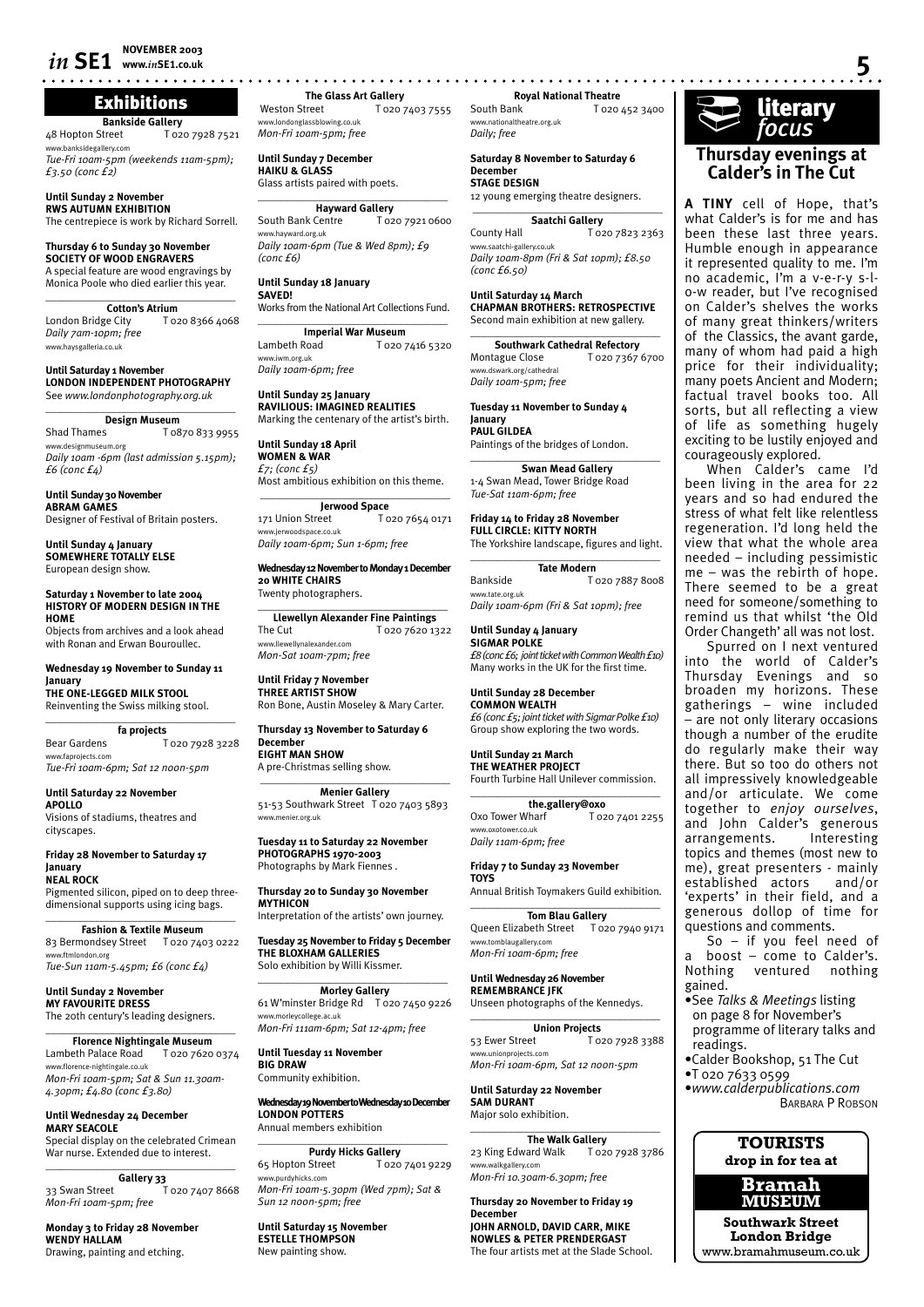## Exhibitions

**Bankside Gallery**
48 Hopton Street T 020 7928 7521
www.banksidegallery.com
*Tue-Fri 10am-5pm (weekends 11am-5pm); £3.50 (conc £2)*

**Until Sunday 2 November**
**RWS AUTUMN EXHIBITION**
The centrepiece is work by Richard Sorrell.

**Thursday 6 to Sunday 30 November**
**SOCIETY OF WOOD ENGRAVERS**
A special feature are wood engravings by Monica Poole who died earlier this year.

**Cotton's Atrium**
London Bridge City T 020 8366 4068
*Daily 7am-10pm; free*
www.haysgalleria.co.uk

**Until Saturday 1 November**
**LONDON INDEPENDENT PHOTOGRAPHY**
See *www.londonphotography.org.uk*

**Design Museum**
Shad Thames T 0870 833 9955
www.designmuseum.org
*Daily 10am -6pm (last admission 5.15pm); £6 (conc £4)*

**Until Sunday 30 November**
**ABRAM GAMES**
Designer of Festival of Britain posters.

**Until Sunday 4 January**
**SOMEWHERE TOTALLY ELSE**
European design show.

**Saturday 1 November to late 2004**
**HISTORY OF MODERN DESIGN IN THE HOME**
Objects from archives and a look ahead with Ronan and Erwan Bouroullec.

**Wednesday 19 November to Sunday 11 January**
**THE ONE-LEGGED MILK STOOL**
Reinventing the Swiss milking stool.

**fa projects**
Bear Gardens T 020 7928 3228
www.faprojects.com
*Tue-Fri 10am-6pm; Sat 12 noon-5pm*

**Until Saturday 22 November**
**APOLLO**
Visions of stadiums, theatres and cityscapes.

**Friday 28 November to Saturday 17 January**
**NEAL ROCK**
Pigmented silicon, piped on to deep three-dimensional supports using icing bags.

**Fashion & Textile Museum**
83 Bermondsey Street T 020 7403 0222
www.ftmlondon.org
*Tue-Sun 11am-5.45pm; £6 (conc £4)*

**Until Sunday 2 November**
**MY FAVOURITE DRESS**
The 20th century's leading designers.

**Florence Nightingale Museum**
Lambeth Palace Road T 020 7620 0374
www.florence-nightingale.co.uk
*Mon-Fri 10am-5pm; Sat & Sun 11.30am-4.30pm; £4.80 (conc £3.80)*

**Until Wednesday 24 December**
**MARY SEACOLE**
Special display on the celebrated Crimean War nurse. Extended due to interest.

**Gallery 33**
33 Swan Street T 020 7407 8668
*Mon-Fri 10am-5pm; free*

**Monday 3 to Friday 28 November**
**WENDY HALLAM**
Drawing, painting and etching.

**The Glass Art Gallery**
Weston Street T 020 7403 7555
www.londonglassblowing.co.uk
*Mon-Fri 10am-5pm; free*

**Until Sunday 7 December**
**HAIKU & GLASS**
Glass artists paired with poets.

**Hayward Gallery**
South Bank Centre T 020 7921 0600
www.hayward.org.uk
*Daily 10am-6pm (Tue & Wed 8pm); £9 (conc £6)*

**Until Sunday 18 January**
**SAVED!**
Works from the National Art Collections Fund.

**Imperial War Museum**
Lambeth Road T 020 7416 5320
www.iwm.org.uk
*Daily 10am-6pm; free*

**Until Sunday 25 January**
**RAVILIOUS: IMAGINED REALITIES**
Marking the centenary of the artist's birth.

**Until Sunday 18 April**
**WOMEN & WAR**
*£7; (conc £5)*
Most ambitious exhibition on this theme.

**Jerwood Space**
171 Union Street T 020 7654 0171
www.jerwoodspace.co.uk
*Daily 10am-6pm; Sun 1-6pm; free*

**Wednesday 12 November to Monday 1 December**
**20 WHITE CHAIRS**
Twenty photographers.

**Llewellyn Alexander Fine Paintings**
The Cut T 020 7620 1322
www.llewellynalexander.com
*Mon-Sat 10am-7pm; free*

**Until Friday 7 November**
**THREE ARTIST SHOW**
Ron Bone, Austin Moseley & Mary Carter.

**Thursday 13 November to Saturday 6 December**
**EIGHT MAN SHOW**
A pre-Christmas selling show.

**Menier Gallery**
51-53 Southwark Street T 020 7403 5893
www.menier.org.uk

**Tuesday 11 to Saturday 22 November**
**PHOTOGRAPHS 1970-2003**
Photographs by Mark Fiennes .

**Thursday 20 to Sunday 30 November**
**MYTHICON**
Interpretation of the artists' own journey.

**Tuesday 25 November to Friday 5 December**
**THE BLOXHAM GALLERIES**
Solo exhibition by Willi Kissmer.

**Morley Gallery**
61 W'minster Bridge Rd T 020 7450 9226
www.morleycollege.ac.uk
*Mon-Fri 111am-6pm; Sat 12-4pm; free*

**Until Tuesday 11 November**
**BIG DRAW**
Community exhibition.

**Wednesday 19 November to Wednesday 10 December**
**LONDON POTTERS**
Annual members exhibition

**Purdy Hicks Gallery**
65 Hopton Street T 020 7401 9229
www.purdyhicks.com
*Mon-Fri 10am-5.30pm (Wed 7pm); Sat & Sun 12 noon-5pm; free*

**Until Saturday 15 November**
**ESTELLE THOMPSON**
New painting show.

**Royal National Theatre**
South Bank T 020 452 3400
www.nationaltheatre.org.uk
*Daily; free*

**Saturday 8 November to Saturday 6 December**
**STAGE DESIGN**
12 young emerging theatre designers.

**Saatchi Gallery**
County Hall T 020 7823 2363
www.saatchi-gallery.co.uk
*Daily 10am-8pm (Fri & Sat 10pm); £8.50 (conc £6.50)*

**Until Saturday 14 March**
**CHAPMAN BROTHERS: RETROSPECTIVE**
Second main exhibition at new gallery.

**Southwark Cathedral Refectory**
Montague Close T 020 7367 6700
www.dswark.org/cathedral
*Daily 10am-5pm; free*

**Tuesday 11 November to Sunday 4 January**
**PAUL GILDEA**
Paintings of the bridges of London.

**Swan Mead Gallery**
1-4 Swan Mead, Tower Bridge Road
*Tue-Sat 11am-6pm; free*

**Friday 14 to Friday 28 November**
**FULL CIRCLE: KITTY NORTH**
The Yorkshire landscape, figures and light.

**Tate Modern**
Bankside T 020 7887 8008
www.tate.org.uk
*Daily 10am-6pm (Fri & Sat 10pm); free*

**Until Sunday 4 January**
**SIGMAR POLKE**
*£8 (conc £6; joint ticket with Common Wealth £10)*
Many works in the UK for the first time.

**Until Sunday 28 December**
**COMMON WEALTH**
*£6 (conc £5; joint ticket with Sigmar Polke £10)*
Group show exploring the two words.

**Until Sunday 21 March**
**THE WEATHER PROJECT**
Fourth Turbine Hall Unilever commission.

**the.gallery@oxo**
Oxo Tower Wharf T 020 7401 2255
www.oxotower.co.uk
*Daily 11am-6pm; free*

**Friday 7 to Sunday 23 November**
**TOYS**
Annual British Toymakers Guild exhibition.

**Tom Blau Gallery**
Queen Elizabeth Street T 020 7940 9171
www.tomblaugallery.com
*Mon-Fri 10am-6pm; free*

**Until Wednesday 26 November**
**REMEMBRANCE JFK**
Unseen photographs of the Kennedys.

**Union Projects**
53 Ewer Street T 020 7928 3388
www.unionprojects.com
*Mon-Fri 10am-6pm, Sat 12 noon-5pm*

**Until Saturday 22 November**
**SAM DURANT**
Major solo exhibition.

**The Walk Gallery**
23 King Edward Walk T 020 7928 3786
www.walkgallery.com
*Mon-Fri 10.30am-6.30pm; free*

**Thursday 20 November to Friday 19 December**
**JOHN ARNOLD, DAVID CARR, MIKE NOWLES & PETER PRENDERGAST**
The four artists met at the Slade School.

## literary *focus*

### Thursday evenings at Calder's in The Cut

**A TINY** cell of Hope, that's what Calder's is for me and has been these last three years. Humble enough in appearance it represented quality to me. I'm no academic, I'm a v-e-r-y s-l-o-w reader, but I've recognised on Calder's shelves the works of many great thinkers/writers of the Classics, the avant garde, many of whom had paid a high price for their individuality; many poets Ancient and Modern; factual travel books too. All sorts, but all reflecting a view of life as something hugely exciting to be lustily enjoyed and courageously explored.

When Calder's came I'd been living in the area for 22 years and so had endured the stress of what felt like relentless regeneration. I'd long held the view that what the whole area needed – including pessimistic me – was the rebirth of hope. There seemed to be a great need for someone/something to remind us that whilst 'the Old Order Changeth' all was not lost.

Spurred on I next ventured into the world of Calder's Thursday Evenings and so broaden my horizons. These gatherings – wine included – are not only literary occasions though a number of the erudite do regularly make their way there. But so too do others not all impressively knowledgeable and/or articulate. We come together to *enjoy ourselves*, and John Calder's generous arrangements. Interesting topics and themes (most new to me), great presenters - mainly established actors and/or 'experts' in their field, and a generous dollop of time for questions and comments.

So – if you feel need of a boost – come to Calder's. Nothing ventured nothing gained.

- See *Talks & Meetings* listing on page 8 for November's programme of literary talks and readings.
- Calder Bookshop, 51 The Cut
- T 020 7633 0599
- *www.calderpublications.com*

BARBARA P ROBSON

**TOURISTS**
**drop in for tea at**
**Bramah MUSEUM**
**Southwark Street**
**London Bridge**
www.bramahmuseum.co.uk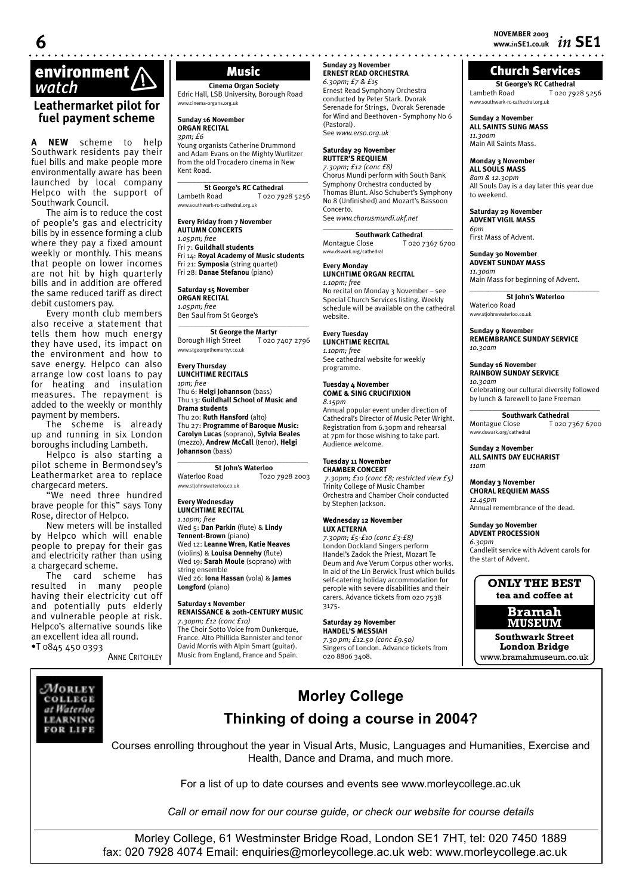# environment watch

## Leathermarket pilot for fuel payment scheme

**A NEW** scheme to help Southwark residents pay their fuel bills and make people more environmentally aware has been launched by local company Helpco with the support of Southwark Council.

The aim is to reduce the cost of people's gas and electricity bills by in essence forming a club where they pay a fixed amount weekly or monthly. This means that people on lower incomes are not hit by high quarterly bills and in addition are offered the same reduced tariff as direct debit customers pay.

Every month club members also receive a statement that tells them how much energy they have used, its impact on the environment and how to save energy. Helpco can also arrange low cost loans to pay for heating and insulation measures. The repayment is added to the weekly or monthly payment by members.

The scheme is already up and running in six London boroughs including Lambeth.

Helpco is also starting a pilot scheme in Bermondsey's Leathermarket area to replace chargecard meters.

"We need three hundred brave people for this" says Tony Rose, director of Helpco.

New meters will be installed by Helpco which will enable people to prepay for their gas and electricity rather than using a chargecard scheme.

The card scheme has resulted in many people having their electricity cut off and potentially puts elderly and vulnerable people at risk. Helpco's alternative sounds like an excellent idea all round.

•T 0845 450 0393

ANNE CRITCHLEY

# Music

**Cinema Organ Society**
Edric Hall, LSB University, Borough Road
www.cinema-organs.org.uk

**Sunday 16 November**
**ORGAN RECITAL**
*3pm; £6*
Young organists Catherine Drummond and Adam Evans on the Mighty Wurlitzer from the old Trocadero cinema in New Kent Road.

**St George's RC Cathedral**
Lambeth Road T 020 7928 5256
www.southwark-rc-cathedral.org.uk

**Every Friday from 7 November**
**AUTUMN CONCERTS**
*1.05pm; free*
Fri 7: **Guildhall students**
Fri 14: **Royal Academy of Music students**
Fri 21: **Symposia** (string quartet)
Fri 28: **Danae Stefanou** (piano)

**Saturday 15 November**
**ORGAN RECITAL**
*1.05pm; free*
Ben Saul from St George's

**St George the Martyr**
Borough High Street T 020 7407 2796
www.stgeorgethemartyr.co.uk

**Every Thursday**
**LUNCHTIME RECITALS**
*1pm; free*
Thu 6: **Helgi Johannson** (bass)
Thu 13: **Guildhall School of Music and Drama students**
Thu 20: **Ruth Hansford** (alto)
Thu 27: **Programme of Baroque Music: Carolyn Lucas** (soprano), **Sylvia Beales** (mezzo), **Andrew McCall** (tenor), **Helgi Johannson** (bass)

**St John's Waterloo**
Waterloo Road T020 7928 2003
www.stjohnswaterloo.co.uk

**Every Wednesday**
**LUNCHTIME RECITAL**
*1.10pm; free*
Wed 5: **Dan Parkin** (flute) & **Lindy Tennent-Brown** (piano)
Wed 12: **Leanne Wren, Katie Neaves** (violins) & **Louisa Dennehy** (flute)
Wed 19: **Sarah Moule** (soprano) with string ensemble
Wed 26: **Iona Hassan** (vola) & **James Longford** (piano)

**Saturday 1 November**
**RENAISSANCE & 20th-CENTURY MUSIC**
*7.30pm; £12 (conc £10)*
The Choir Sotto Voice from Dunkerque, France. Alto Phillida Bannister and tenor David Morris with Alpin Smart (guitar). Music from England, France and Spain.

**Sunday 23 November**
**ERNEST READ ORCHESTRA**
*6.30pm; £7 & £15*
Ernest Read Symphony Orchestra conducted by Peter Stark. Dvorak Serenade for Strings, Dvorak Serenade for Wind and Beethoven - Symphony No 6 (Pastoral).
See *www.erso.org.uk*

**Saturday 29 November**
**RUTTER'S REQUIEM**
*7.30pm; £12 (conc £8)*
Chorus Mundi perform with South Bank Symphony Orchestra conducted by Thomas Blunt. Also Schubert's Symphony No 8 (Unfinished) and Mozart's Bassoon Concerto.
See *www.chorusmundi.ukf.net*

**Southwark Cathedral**
Montague Close T 020 7367 6700
www.dswark.org/cathedral

**Every Monday**
**LUNCHTIME ORGAN RECITAL**
*1.10pm; free*
No recital on Monday 3 November – see Special Church Services listing. Weekly schedule will be available on the cathedral website.

**Every Tuesday**
**LUNCHTIME RECITAL**
*1.10pm; free*
See cathedral website for weekly programme.

**Tuesday 4 November**
**COME & SING CRUCIFIXION**
*8.15pm*
Annual popular event under direction of Cathedral's Director of Music Peter Wright. Registration from 6.30pm and rehearsal at 7pm for those wishing to take part. Audience welcome.

**Tuesday 11 November**
**CHAMBER CONCERT**
*7.30pm; £10 (conc £8; restricted view £5)*
Trinity College of Music Chamber Orchestra and Chamber Choir conducted by Stephen Jackson.

**Wednesday 12 November**
**LUX AETERNA**
*7.30pm; £5-£10 (conc £3-£8)*
London Dockland Singers perform Handel's Zadok the Priest, Mozart Te Deum and Ave Verum Corpus other works. In aid of the Lin Berwick Trust which builds self-catering holiday accommodation for peropele with severe disabilities and their carers. Advance tickets from 020 7538 3175.

**Saturday 29 November**
**HANDEL'S MESSIAH**
*7.30 pm; £12.50 (conc £9.50)*
Singers of London. Advance tickets from 020 8806 3408.

# Church Services

**St George's RC Cathedral**
Lambeth Road T 020 7928 5256
www.southwark-rc-cathedral.org.uk

**Sunday 2 November**
**ALL SAINTS SUNG MASS**
*11.30am*
Main All Saints Mass.

**Monday 3 November**
**ALL SOULS MASS**
*8am & 12.30pm*
All Souls Day is a day later this year due to weekend.

**Saturday 29 November**
**ADVENT VIGIL MASS**
*6pm*
First Mass of Advent.

**Sunday 30 November**
**ADVENT SUNDAY MASS**
*11.30am*
Main Mass for beginning of Advent.

**St John's Waterloo**
Waterloo Road
www.stjohnswaterloo.co.uk

**Sunday 9 November**
**REMEMBRANCE SUNDAY SERVICE**
*10.30am*

**Sunday 16 November**
**RAINBOW SUNDAY SERVICE**
*10.30am*
Celebrating our cultural diversity followed by lunch & farewell to Jane Freeman

**Southwark Cathedral**
Montague Close T 020 7367 6700
www.dswark.org/cathedral

**Sunday 2 November**
**ALL SAINTS DAY EUCHARIST**
*11am*

**Monday 3 November**
**CHORAL REQUIEM MASS**
*12.45pm*
Annual remembrance of the dead.

**Sunday 30 November**
**ADVENT PROCESSION**
*6.30pm*
Candlelit service with Advent carols for the start of Advent.

**ONLY THE BEST**
**tea and coffee at**
**Bramah MUSEUM**
**Southwark Street London Bridge**
www.bramahmuseum.co.uk

---

Morley College at Waterloo LEARNING FOR LIFE

## Morley College
## Thinking of doing a course in 2004?

Courses enrolling throughout the year in Visual Arts, Music, Languages and Humanities, Exercise and Health, Dance and Drama, and much more.

For a list of up to date courses and events see www.morleycollege.ac.uk

*Call or email now for our course guide, or check our website for course details*

Morley College, 61 Westminster Bridge Road, London SE1 7HT, tel: 020 7450 1889
fax: 020 7928 4074 Email: enquiries@morleycollege.ac.uk web: www.morleycollege.ac.uk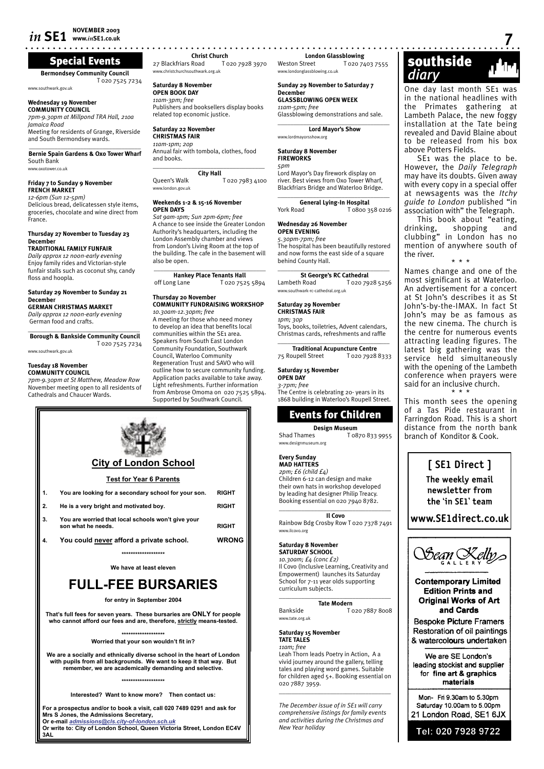## Special Events

**Bermondsey Community Council**
T 020 7525 7234
www.southwark.gov.uk

**Wednesday 19 November**
**COMMUNITY COUNCIL**
*7pm-9.30pm at Millpond TRA Hall, 210a Jamaica Road*
Meeting for residents of Grange, Riverside and South Bermondsey wards.

**Bernie Spain Gardens & Oxo Tower Wharf**
South Bank
www.oxotower.co.uk

**Friday 7 to Sunday 9 November**
**FRENCH MARKET**
*12-6pm (Sun 12-5pm)*
Delicious bread, delicatessen style items, groceries, chocolate and wine direct from France.

**Thursday 27 November to Tuesday 23 December**
**TRADITIONAL FAMILY FUNFAIR**
*Daily approx 12 noon-early evening*
Enjoy family rides and Victorian-style funfair stalls such as coconut shy, candy floss and hoopla.

**Saturday 29 November to Sunday 21 December**
**GERMAN CHRISTMAS MARKET**
*Daily approx 12 noon-early evening*
German food and crafts.

**Borough & Bankside Community Council**
T 020 7525 7234
www.southwark.gov.uk

**Tuesday 18 November**
**COMMUNITY COUNCIL**
*7pm-9.30pm at St Matthew, Meadow Row*
November meeting open to all residents of Cathedrals and Chaucer Wards.

**Christ Church**
27 Blackfriars Road T 020 7928 3970
www.christchurchsouthwark.org.uk

**Saturday 8 November**
**OPEN BOOK DAY**
*11am-3pm; free*
Publishers and booksellers display books related top economic justice.

**Saturday 22 November**
**CHRISTMAS FAIR**
*11am-1pm; 20p*
Annual fair with tombola, clothes, food and books.

**City Hall**
Queen's Walk T 020 7983 4100
www.london.gov.uk

**Weekends 1-2 & 15-16 November**
**OPEN DAYS**
*Sat 9am-1pm; Sun 2pm-6pm; free*
A chance to see inside the Greater London Authority's headquarters, including the London Assembly chamber and views from London's Living Room at the top of the building. The cafe in the basement will also be open.

**Hankey Place Tenants Hall**
off Long Lane T 020 7525 5894

**Thursday 20 November**
**COMMUNITY FUNDRAISING WORKSHOP**
*10.30am-12.30pm; free*
A meeting for those who need money to develop an idea that benefits local communities within the SE1 area. Speakers from South East London Community Foundation, Southwark Council, Waterloo Community Regeneration Trust and SAVO who will outline how to secure community funding. Application packs available to take away. Light refreshments. Further information from Ambrose Omoma on 020 7525 5894. Supported by Southwark Council.

**London Glassblowing**
Weston Street T 020 7403 7555
www.londonglassblowing.co.uk

**Sunday 29 November to Saturday 7 December**
**GLASSBLOWING OPEN WEEK**
*11am-5pm; free*
Glassblowing demonstrations and sale.

**Lord Mayor's Show**
www.lordmayorsshow.org

**Saturday 8 November**
**FIREWORKS**
*5pm*
Lord Mayor's Day firework display on river. Best views from Oxo Tower Wharf, Blackfriars Bridge and Waterloo Bridge.

**General Lying-In Hospital**
York Road T 0800 358 0216

**Wednesday 26 November**
**OPEN EVENING**
*5.30pm-7pm; free*
The hospital has been beautifully restored and now forms the east side of a square behind County Hall.

**St George's RC Cathedral**
Lambeth Road T 020 7928 5256
www.southwark-rc-cathedral.org.uk

**Saturday 29 November**
**CHRISTMAS FAIR**
*1pm; 30p*
Toys, books, toiletries, Advent calendars, Christmas cards, refreshments and raffle

**Traditional Acupuncture Centre**
75 Roupell Street T 020 7928 8333

**Saturday 15 November**
**OPEN DAY**
*3-7pm; free*
The Centre is celebrating 20- years in its 1868 building in Waterloo's Roupell Street.

## Events for Children

**Design Museum**
Shad Thames T 0870 833 9955
www.designmuseum.org

**Every Sunday**
**MAD HATTERS**
*2pm; £6 (child £4)*
Children 6-12 can design and make their own hats in workshop developed by leading hat designer Philip Treacy. Booking essential on 020 7940 8782.

**Il Covo**
Rainbow Bdg Crosby Row T 020 7378 7491
www.ilcovo.org

**Saturday 8 November**
**SATURDAY SCHOOL**
*10.30am; £4 (conc £2)*
Il Covo (Inclusive Learning, Creativity and Empowerment) launches its Saturday School for 7-11 year olds supporting curriculum subjects.

**Tate Modern**
Bankside T 020 7887 8008
www.tate.org.uk

**Saturday 15 November**
**TATE TALES**
*11am; free*
Leah Thorn leads Poetry in Action, A a vivid journey around the gallery, telling tales and playing word games. Suitable for children aged 5+. Booking essential on 020 7887 3959.

*The December issue of in SE1 will carry comprehensive listings for family events and activities during the Christmas and New Year holiday*

## City of London School

**Test for Year 6 Parents**

| | | |
|---|---|---|
| 1. | You are looking for a secondary school for your son. | RIGHT |
| 2. | He is a very bright and motivated boy. | RIGHT |
| 3. | You are worried that local schools won't give your son what he needs. | RIGHT |
| 4. | You could never afford a private school. | WRONG |

**We have at least eleven**

# FULL-FEE BURSARIES

**for entry in September 2004**

**That's full fees for seven years. These bursaries are ONLY for people who cannot afford our fees and are, therefore, strictly means-tested.**

**Worried that your son wouldn't fit in?**

**We are a socially and ethnically diverse school in the heart of London with pupils from all backgrounds. We want to keep it that way. But remember, we are academically demanding and selective.**

**Interested? Want to know more? Then contact us:**

**For a prospectus and/or to book a visit, call 020 7489 0291 and ask for Mrs S Jones, the Admissions Secretary,**
**Or e-mail admissions@cls.city-of-london.sch.uk**
**Or write to: City of London School, Queen Victoria Street, London EC4V 3AL**

## southside diary

One day last month SE1 was in the national headlines with the Primates gathering at Lambeth Palace, the new foggy installation at the Tate being revealed and David Blaine about to be released from his box above Potters Fields.

SE1 was the place to be. However, the *Daily Telegraph* may have its doubts. Given away with every copy in a special offer at newsagents was the *Itchy guide to London* published "in association with" the Telegraph.

This book about "eating, drinking, shopping and clubbing" in London has no mention of anywhere south of the river.

\* \* \*

Names change and one of the most significant is at Waterloo. An advertisement for a concert at St John's describes it as St John's-by-the-IMAX. In fact St John's may be as famous as the new cinema. The church is the centre for numerous events attracting leading figures. The latest big gathering was the service held simultaneously with the opening of the Lambeth conference when prayers were said for an inclusive church.

\* \* \*

This month sees the opening of a Tas Pide restaurant in Farringdon Road. This is a short distance from the north bank branch of Konditor & Cook.

**[ SE1 Direct ]**
**The weekly email newsletter from the 'in SE1' team**
**www.SE1direct.co.uk**

**Sean Kelly Gallery**

**Contemporary Limited Edition Prints and Original Works of Art and Cards**

Bespoke Picture Framers
Restoration of oil paintings & watercolours undertaken

We are SE London's leading stockist and supplier for **fine art & graphics materials**

Mon- Fri 9.30am to 5.30pm
Saturday 10.00am to 5.00pm
21 London Road, SE1 6JX

Tel: 020 7928 9722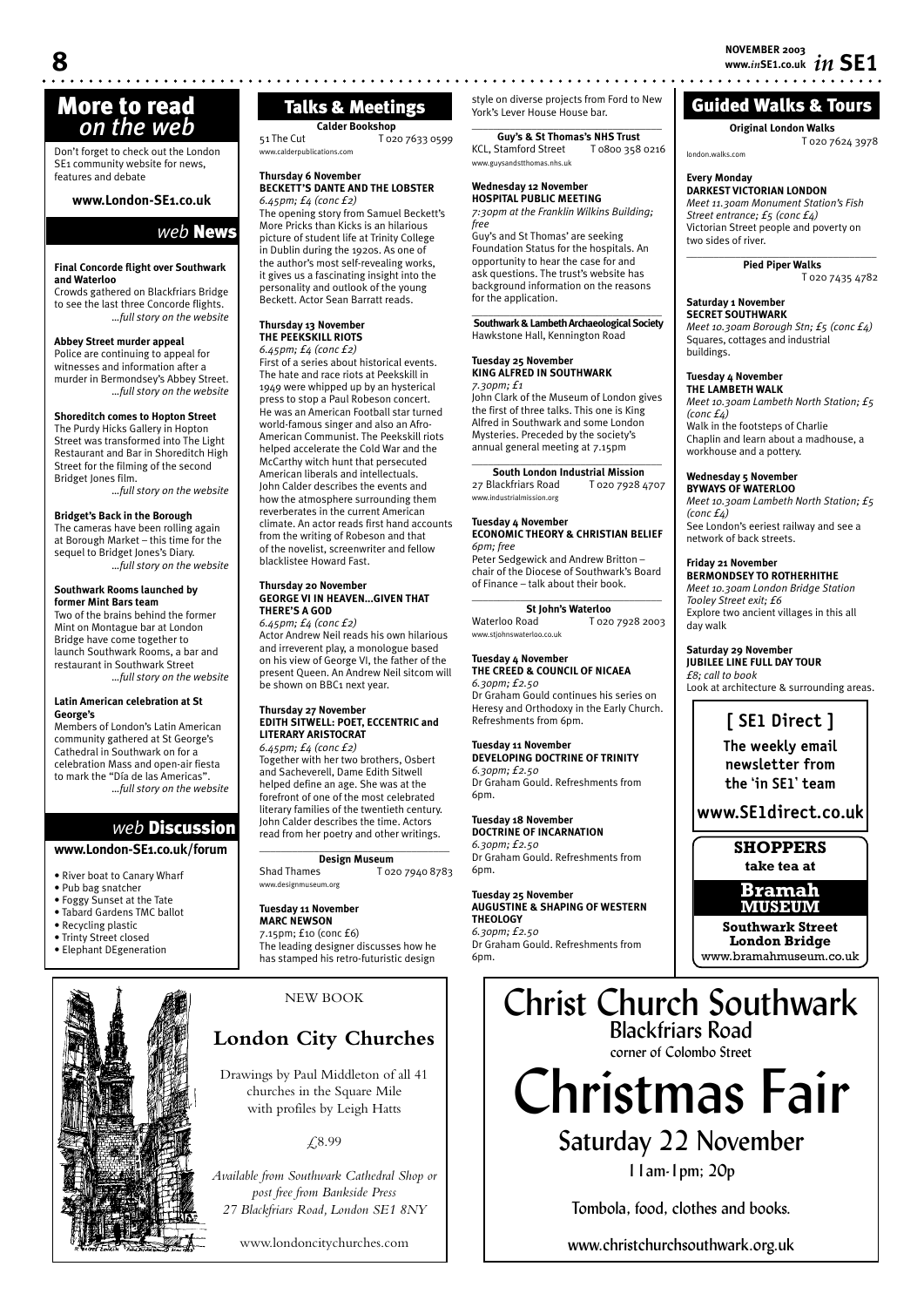## More to read *on the web*

Don't forget to check out the London SE1 community website for news, features and debate

**www.London-SE1.co.uk**

### *web* News

**Final Concorde flight over Southwark and Waterloo**
Crowds gathered on Blackfriars Bridge to see the last three Concorde flights.
*...full story on the website*

**Abbey Street murder appeal**
Police are continuing to appeal for witnesses and information after a murder in Bermondsey's Abbey Street.
*...full story on the website*

**Shoreditch comes to Hopton Street**
The Purdy Hicks Gallery in Hopton Street was transformed into The Light Restaurant and Bar in Shoreditch High Street for the filming of the second Bridget Jones film.
*...full story on the website*

**Bridget's Back in the Borough**
The cameras have been rolling again at Borough Market – this time for the sequel to Bridget Jones's Diary.
*...full story on the website*

**Southwark Rooms launched by former Mint Bars team**
Two of the brains behind the former Mint on Montague bar at London Bridge have come together to launch Southwark Rooms, a bar and restaurant in Southwark Street
*...full story on the website*

**Latin American celebration at St George's**
Members of London's Latin American community gathered at St George's Cathedral in Southwark on for a celebration Mass and open-air fiesta to mark the "Día de las Americas".
*...full story on the website*

### *web* Discussion

**www.London-SE1.co.uk/forum**

- River boat to Canary Wharf
- Pub bag snatcher
- Foggy Sunset at the Tate
- Tabard Gardens TMC ballot
- Recycling plastic
- Trinty Street closed
- Elephant DEgeneration

## Talks & Meetings

**Calder Bookshop**
51 The Cut T 020 7633 0599
www.calderpublications.com

**Thursday 6 November**
**BECKETT'S DANTE AND THE LOBSTER**
*6.45pm; £4 (conc £2)*
The opening story from Samuel Beckett's More Pricks than Kicks is an hilarious picture of student life at Trinity College in Dublin during the 1920s. As one of the author's most self-revealing works, it gives us a fascinating insight into the personality and outlook of the young Beckett. Actor Sean Barratt reads.

**Thursday 13 November**
**THE PEEKSKILL RIOTS**
*6.45pm; £4 (conc £2)*
First of a series about historical events. The hate and race riots at Peekskill in 1949 were whipped up by an hysterical press to stop a Paul Robeson concert. He was an American Football star turned world-famous singer and also an Afro-American Communist. The Peekskill riots helped accelerate the Cold War and the McCarthy witch hunt that persecuted American liberals and intellectuals. John Calder describes the events and how the atmosphere surrounding them reverberates in the current American climate. An actor reads first hand accounts from the writing of Robeson and that of the novelist, screenwriter and fellow blacklistee Howard Fast.

**Thursday 20 November**
**GEORGE VI IN HEAVEN...GIVEN THAT THERE'S A GOD**
*6.45pm; £4 (conc £2)*
Actor Andrew Neil reads his own hilarious and irreverent play, a monologue based on his view of George VI, the father of the present Queen. An Andrew Neil sitcom will be shown on BBC1 next year.

**Thursday 27 November**
**EDITH SITWELL: POET, ECCENTRIC and LITERARY ARISTOCRAT**
*6.45pm; £4 (conc £2)*
Together with her two brothers, Osbert and Sacheverell, Dame Edith Sitwell helped define an age. She was at the forefront of one of the most celebrated literary families of the twentieth century. John Calder describes the time. Actors read from her poetry and other writings.

**Design Museum**
Shad Thames T 020 7940 8783
www.designmuseum.org

**Tuesday 11 November**
**MARC NEWSON**
7.15pm; £10 (conc £6)
The leading designer discusses how he has stamped his retro-futuristic design style on diverse projects from Ford to New York's Lever House House bar.

**Guy's & St Thomas's NHS Trust**
KCL, Stamford Street T 0800 358 0216
www.guysandstthomas.nhs.uk

**Wednesday 12 November**
**HOSPITAL PUBLIC MEETING**
*7:30pm at the Franklin Wilkins Building; free*
Guy's and St Thomas' are seeking Foundation Status for the hospitals. An opportunity to hear the case for and ask questions. The trust's website has background information on the reasons for the application.

**Southwark & Lambeth Archaeological Society**
Hawkstone Hall, Kennington Road

**Tuesday 25 November**
**KING ALFRED IN SOUTHWARK**
*7.30pm; £1*
John Clark of the Museum of London gives the first of three talks. This one is King Alfred in Southwark and some London Mysteries. Preceded by the society's annual general meeting at 7.15pm

**South London Industrial Mission**
27 Blackfriars Road T 020 7928 4707
www.industrialmission.org

**Tuesday 4 November**
**ECONOMIC THEORY & CHRISTIAN BELIEF**
*6pm; free*
Peter Sedgewick and Andrew Britton – chair of the Diocese of Southwark's Board of Finance – talk about their book.

**St John's Waterloo**
Waterloo Road T 020 7928 2003
www.stjohnswaterloo.co.uk

**Tuesday 4 November**
**THE CREED & COUNCIL OF NICAEA**
*6.30pm; £2.50*
Dr Graham Gould continues his series on Heresy and Orthodoxy in the Early Church. Refreshments from 6pm.

**Tuesday 11 November**
**DEVELOPING DOCTRINE OF TRINITY**
*6.30pm; £2.50*
Dr Graham Gould. Refreshments from 6pm.

**Tuesday 18 November**
**DOCTRINE OF INCARNATION**
*6.30pm; £2.50*
Dr Graham Gould. Refreshments from 6pm.

**Tuesday 25 November**
**AUGUSTINE & SHAPING OF WESTERN THEOLOGY**
*6.30pm; £2.50*
Dr Graham Gould. Refreshments from 6pm.

## Guided Walks & Tours

**Original London Walks**
T 020 7624 3978
london.walks.com

**Every Monday**
**DARKEST VICTORIAN LONDON**
*Meet 11.30am Monument Station's Fish Street entrance; £5 (conc £4)*
Victorian Street people and poverty on two sides of river.

**Pied Piper Walks**
T 020 7435 4782

**Saturday 1 November**
**SECRET SOUTHWARK**
*Meet 10.30am Borough Stn; £5 (conc £4)*
Squares, cottages and industrial buildings.

**Tuesday 4 November**
**THE LAMBETH WALK**
*Meet 10.30am Lambeth North Station; £5 (conc £4)*
Walk in the footsteps of Charlie Chaplin and learn about a madhouse, a workhouse and a pottery.

**Wednesday 5 November**
**BYWAYS OF WATERLOO**
*Meet 10.30am Lambeth North Station; £5 (conc £4)*
See London's eeriest railway and see a network of back streets.

**Friday 21 November**
**BERMONDSEY TO ROTHERHITHE**
*Meet 10.30am London Bridge Station Tooley Street exit; £6*
Explore two ancient villages in this all day walk

**Saturday 29 November**
**JUBILEE LINE FULL DAY TOUR**
*£8; call to book*
Look at architecture & surrounding areas.

**[ SE1 Direct ]**
The weekly email newsletter from the 'in SE1' team
**www.SE1direct.co.uk**

**SHOPPERS**
take tea at
**Bramah MUSEUM**
**Southwark Street London Bridge**
www.bramahmuseum.co.uk

NEW BOOK

**London City Churches**

Drawings by Paul Middleton of all 41 churches in the Square Mile with profiles by Leigh Hatts

£8.99

*Available from Southwark Cathedral Shop or post free from Bankside Press 27 Blackfriars Road, London SE1 8NY*

www.londoncitychurches.com

# Christ Church Southwark
Blackfriars Road
corner of Colombo Street

# Christmas Fair
Saturday 22 November
11am-1pm; 20p

Tombola, food, clothes and books.

www.christchurchsouthwark.org.uk